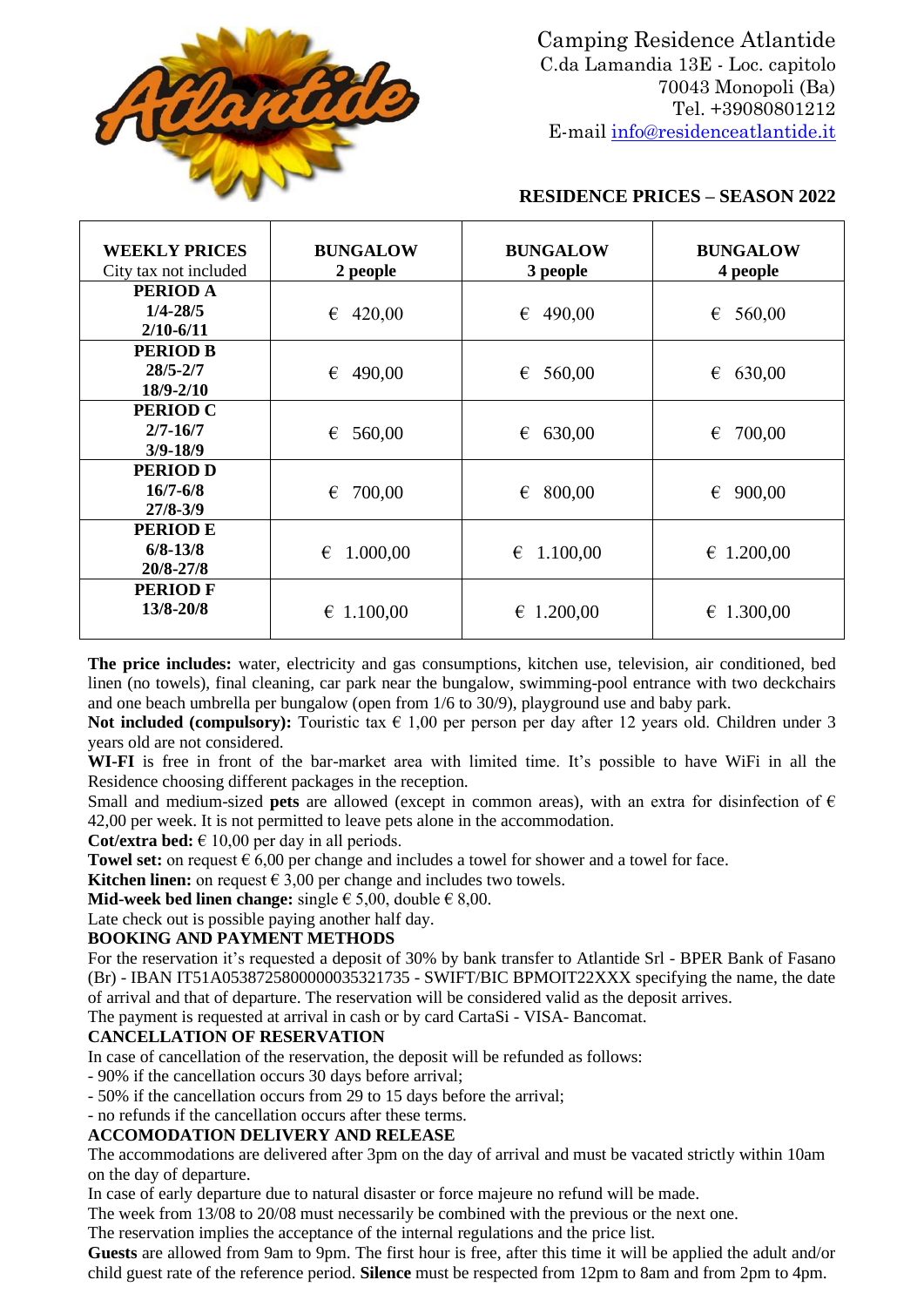Camping Residence Atlantide
C.da Lamandia 13E - Loc. capitolo
70043 Monopoli (Ba)
Tel. +39080801212
E-mail info@residenceatlantide.it

## RESIDENCE PRICES – SEASON 2022

| **WEEKLY PRICES** City tax not included | **BUNGALOW 2 people** | **BUNGALOW 3 people** | **BUNGALOW 4 people** |
|---|---|---|---|
| **PERIOD A** **1/4-28/5** **2/10-6/11** | € 420,00 | € 490,00 | € 560,00 |
| **PERIOD B** **28/5-2/7** **18/9-2/10** | € 490,00 | € 560,00 | € 630,00 |
| **PERIOD C** **2/7-16/7** **3/9-18/9** | € 560,00 | € 630,00 | € 700,00 |
| **PERIOD D** **16/7-6/8** **27/8-3/9** | € 700,00 | € 800,00 | € 900,00 |
| **PERIOD E** **6/8-13/8** **20/8-27/8** | € 1.000,00 | € 1.100,00 | € 1.200,00 |
| **PERIOD F** **13/8-20/8** | € 1.100,00 | € 1.200,00 | € 1.300,00 |

**The price includes:** water, electricity and gas consumptions, kitchen use, television, air conditioned, bed linen (no towels), final cleaning, car park near the bungalow, swimming-pool entrance with two deckchairs and one beach umbrella per bungalow (open from 1/6 to 30/9), playground use and baby park.

**Not included (compulsory):** Touristic tax € 1,00 per person per day after 12 years old. Children under 3 years old are not considered.

**WI-FI** is free in front of the bar-market area with limited time. It's possible to have WiFi in all the Residence choosing different packages in the reception.

Small and medium-sized **pets** are allowed (except in common areas), with an extra for disinfection of € 42,00 per week. It is not permitted to leave pets alone in the accommodation.

**Cot/extra bed:** € 10,00 per day in all periods.

**Towel set:** on request € 6,00 per change and includes a towel for shower and a towel for face.

**Kitchen linen:** on request € 3,00 per change and includes two towels.

**Mid-week bed linen change:** single € 5,00, double € 8,00.

Late check out is possible paying another half day.

### BOOKING AND PAYMENT METHODS

For the reservation it's requested a deposit of 30% by bank transfer to Atlantide Srl - BPER Bank of Fasano (Br) - IBAN IT51A0538725800000035321735 - SWIFT/BIC BPMOIT22XXX specifying the name, the date of arrival and that of departure. The reservation will be considered valid as the deposit arrives.

The payment is requested at arrival in cash or by card CartaSi - VISA- Bancomat.

### CANCELLATION OF RESERVATION

In case of cancellation of the reservation, the deposit will be refunded as follows:

- 90% if the cancellation occurs 30 days before arrival;
- 50% if the cancellation occurs from 29 to 15 days before the arrival;
- no refunds if the cancellation occurs after these terms.

### ACCOMODATION DELIVERY AND RELEASE

The accommodations are delivered after 3pm on the day of arrival and must be vacated strictly within 10am on the day of departure.

In case of early departure due to natural disaster or force majeure no refund will be made.

The week from 13/08 to 20/08 must necessarily be combined with the previous or the next one.

The reservation implies the acceptance of the internal regulations and the price list.

**Guests** are allowed from 9am to 9pm. The first hour is free, after this time it will be applied the adult and/or child guest rate of the reference period. **Silence** must be respected from 12pm to 8am and from 2pm to 4pm.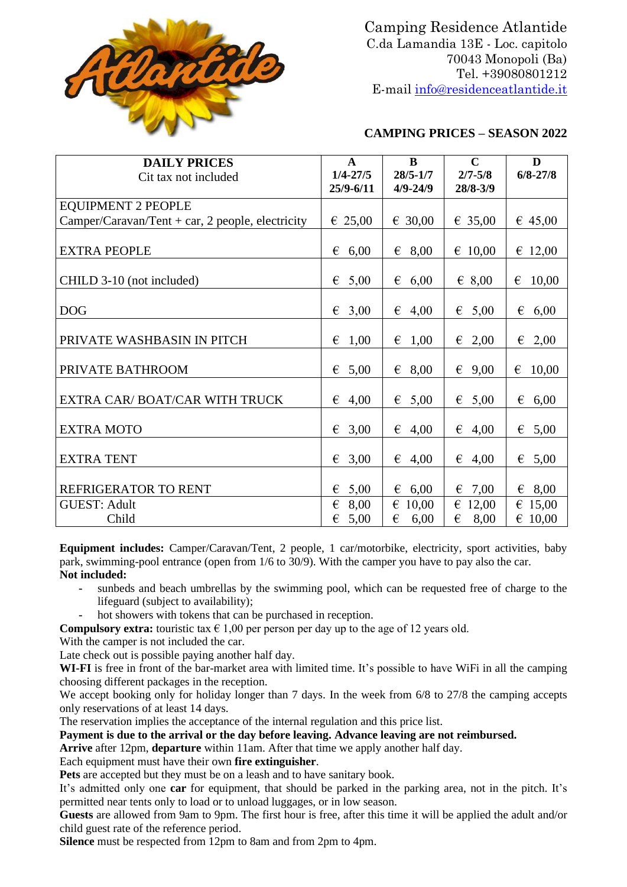Camping Residence Atlantide
C.da Lamandia 13E - Loc. capitolo
70043 Monopoli (Ba)
Tel. +39080801212
E-mail info@residenceatlantide.it

## CAMPING PRICES – SEASON 2022

| DAILY PRICES<br>Cit tax not included | A<br>1/4-27/5<br>25/9-6/11 | B<br>28/5-1/7<br>4/9-24/9 | C<br>2/7-5/8<br>28/8-3/9 | D<br>6/8-27/8 |
|---|---|---|---|---|
| EQUIPMENT 2 PEOPLE<br>Camper/Caravan/Tent + car, 2 people, electricity | € 25,00 | € 30,00 | € 35,00 | € 45,00 |
| EXTRA PEOPLE | € 6,00 | € 8,00 | € 10,00 | € 12,00 |
| CHILD 3-10 (not included) | € 5,00 | € 6,00 | € 8,00 | € 10,00 |
| DOG | € 3,00 | € 4,00 | € 5,00 | € 6,00 |
| PRIVATE WASHBASIN IN PITCH | € 1,00 | € 1,00 | € 2,00 | € 2,00 |
| PRIVATE BATHROOM | € 5,00 | € 8,00 | € 9,00 | € 10,00 |
| EXTRA CAR/ BOAT/CAR WITH TRUCK | € 4,00 | € 5,00 | € 5,00 | € 6,00 |
| EXTRA MOTO | € 3,00 | € 4,00 | € 4,00 | € 5,00 |
| EXTRA TENT | € 3,00 | € 4,00 | € 4,00 | € 5,00 |
| REFRIGERATOR TO RENT | € 5,00 | € 6,00 | € 7,00 | € 8,00 |
| GUEST: Adult | € 8,00 | € 10,00 | € 12,00 | € 15,00 |
| Child | € 5,00 | € 6,00 | € 8,00 | € 10,00 |

**Equipment includes:** Camper/Caravan/Tent, 2 people, 1 car/motorbike, electricity, sport activities, baby park, swimming-pool entrance (open from 1/6 to 30/9). With the camper you have to pay also the car.
**Not included:**

- sunbeds and beach umbrellas by the swimming pool, which can be requested free of charge to the lifeguard (subject to availability);
- hot showers with tokens that can be purchased in reception.

**Compulsory extra:** touristic tax € 1,00 per person per day up to the age of 12 years old.
With the camper is not included the car.
Late check out is possible paying another half day.
**WI-FI** is free in front of the bar-market area with limited time. It's possible to have WiFi in all the camping choosing different packages in the reception.
We accept booking only for holiday longer than 7 days. In the week from 6/8 to 27/8 the camping accepts only reservations of at least 14 days.
The reservation implies the acceptance of the internal regulation and this price list.
**Payment is due to the arrival or the day before leaving. Advance leaving are not reimbursed.**
**Arrive** after 12pm, **departure** within 11am. After that time we apply another half day.
Each equipment must have their own **fire extinguisher**.
**Pets** are accepted but they must be on a leash and to have sanitary book.
It's admitted only one **car** for equipment, that should be parked in the parking area, not in the pitch. It's permitted near tents only to load or to unload luggages, or in low season.
**Guests** are allowed from 9am to 9pm. The first hour is free, after this time it will be applied the adult and/or child guest rate of the reference period.
**Silence** must be respected from 12pm to 8am and from 2pm to 4pm.